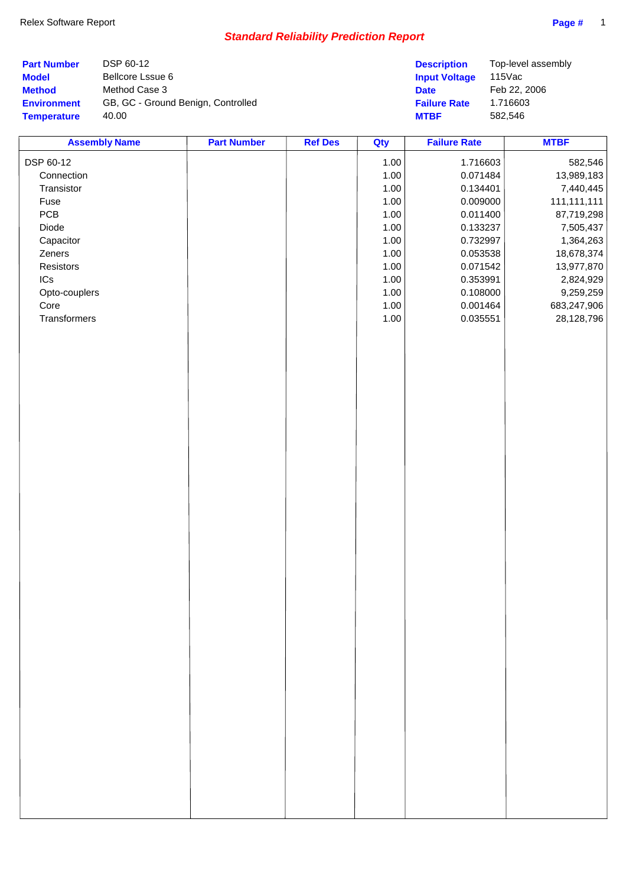Relex Software Report

# *Standard Reliability Prediction Report*

| | | | |
|---|---|---|---|
| **Part Number** | DSP 60-12 | **Description** | Top-level assembly |
| **Model** | Bellcore Lssue 6 | **Input Voltage** | 115Vac |
| **Method** | Method Case 3 | **Date** | Feb 22, 2006 |
| **Environment** | GB, GC - Ground Benign, Controlled | **Failure Rate** | 1.716603 |
| **Temperature** | 40.00 | **MTBF** | 582,546 |

| Assembly Name | Part Number | Ref Des | Qty | Failure Rate | MTBF |
|---|---|---|---|---|---|
| DSP 60-12 | | | 1.00 | 1.716603 | 582,546 |
| Connection | | | 1.00 | 0.071484 | 13,989,183 |
| Transistor | | | 1.00 | 0.134401 | 7,440,445 |
| Fuse | | | 1.00 | 0.009000 | 111,111,111 |
| PCB | | | 1.00 | 0.011400 | 87,719,298 |
| Diode | | | 1.00 | 0.133237 | 7,505,437 |
| Capacitor | | | 1.00 | 0.732997 | 1,364,263 |
| Zeners | | | 1.00 | 0.053538 | 18,678,374 |
| Resistors | | | 1.00 | 0.071542 | 13,977,870 |
| ICs | | | 1.00 | 0.353991 | 2,824,929 |
| Opto-couplers | | | 1.00 | 0.108000 | 9,259,259 |
| Core | | | 1.00 | 0.001464 | 683,247,906 |
| Transformers | | | 1.00 | 0.035551 | 28,128,796 |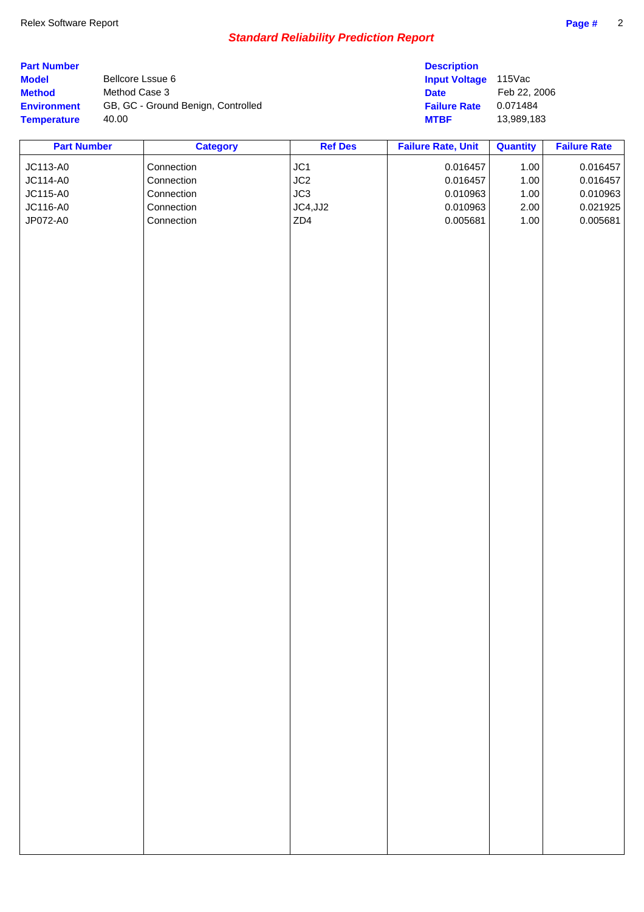Relex Software Report

## *Standard Reliability Prediction Report*

| | | | |
|---|---|---|---|
| **Part Number** | | **Description** | |
| **Model** | Bellcore Lssue 6 | **Input Voltage** | 115Vac |
| **Method** | Method Case 3 | **Date** | Feb 22, 2006 |
| **Environment** | GB, GC - Ground Benign, Controlled | **Failure Rate** | 0.071484 |
| **Temperature** | 40.00 | **MTBF** | 13,989,183 |

| Part Number | Category | Ref Des | Failure Rate, Unit | Quantity | Failure Rate |
|---|---|---|---|---|---|
| JC113-A0 | Connection | JC1 | 0.016457 | 1.00 | 0.016457 |
| JC114-A0 | Connection | JC2 | 0.016457 | 1.00 | 0.016457 |
| JC115-A0 | Connection | JC3 | 0.010963 | 1.00 | 0.010963 |
| JC116-A0 | Connection | JC4,JJ2 | 0.010963 | 2.00 | 0.021925 |
| JP072-A0 | Connection | ZD4 | 0.005681 | 1.00 | 0.005681 |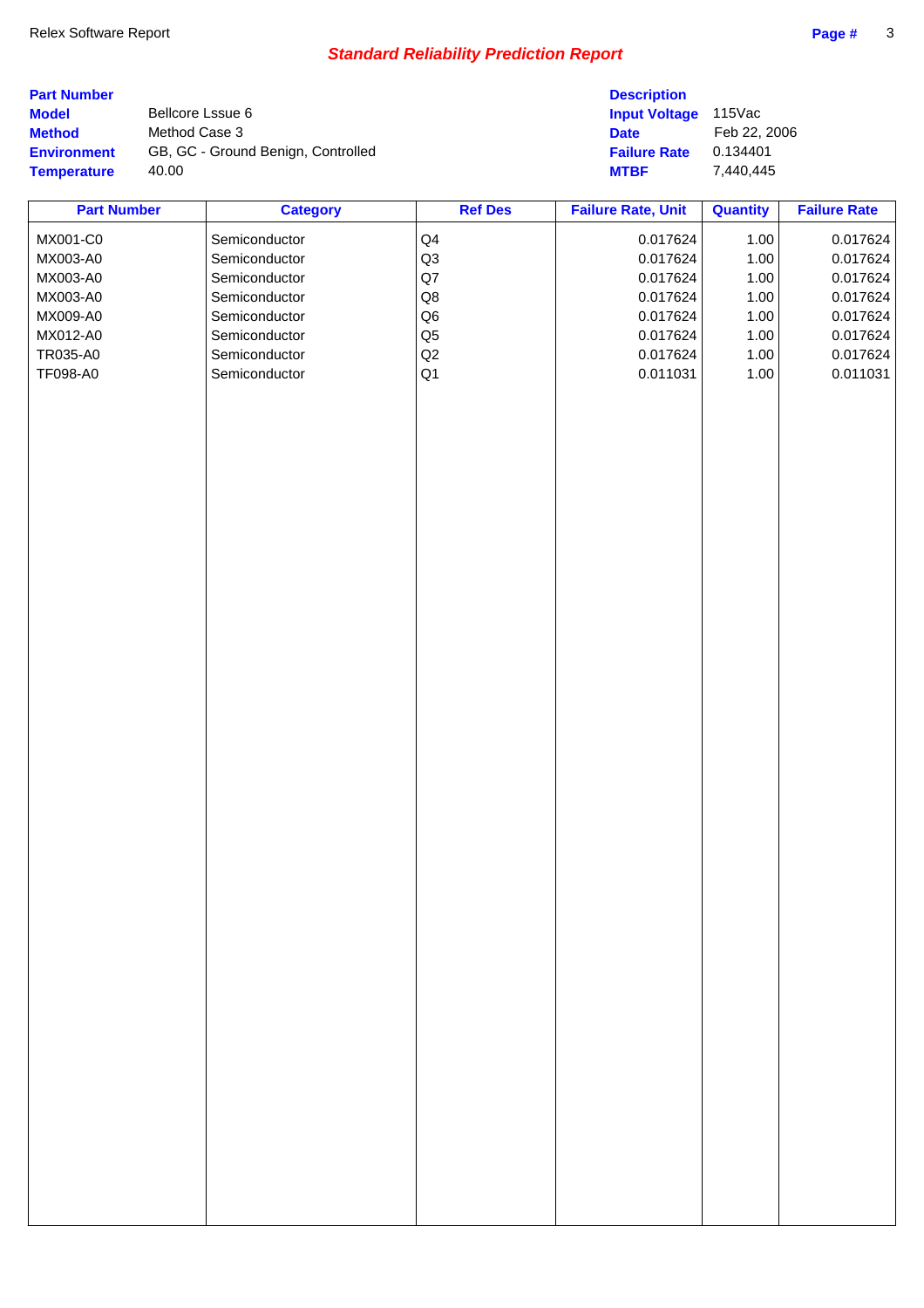Relex Software Report

## *Standard Reliability Prediction Report*

| | | | |
|---|---|---|---|
| **Part Number** | | **Description** | |
| **Model** | Bellcore Lssue 6 | **Input Voltage** | 115Vac |
| **Method** | Method Case 3 | **Date** | Feb 22, 2006 |
| **Environment** | GB, GC - Ground Benign, Controlled | **Failure Rate** | 0.134401 |
| **Temperature** | 40.00 | **MTBF** | 7,440,445 |

| Part Number | Category | Ref Des | Failure Rate, Unit | Quantity | Failure Rate |
|---|---|---|---|---|---|
| MX001-C0 | Semiconductor | Q4 | 0.017624 | 1.00 | 0.017624 |
| MX003-A0 | Semiconductor | Q3 | 0.017624 | 1.00 | 0.017624 |
| MX003-A0 | Semiconductor | Q7 | 0.017624 | 1.00 | 0.017624 |
| MX003-A0 | Semiconductor | Q8 | 0.017624 | 1.00 | 0.017624 |
| MX009-A0 | Semiconductor | Q6 | 0.017624 | 1.00 | 0.017624 |
| MX012-A0 | Semiconductor | Q5 | 0.017624 | 1.00 | 0.017624 |
| TR035-A0 | Semiconductor | Q2 | 0.017624 | 1.00 | 0.017624 |
| TF098-A0 | Semiconductor | Q1 | 0.011031 | 1.00 | 0.011031 |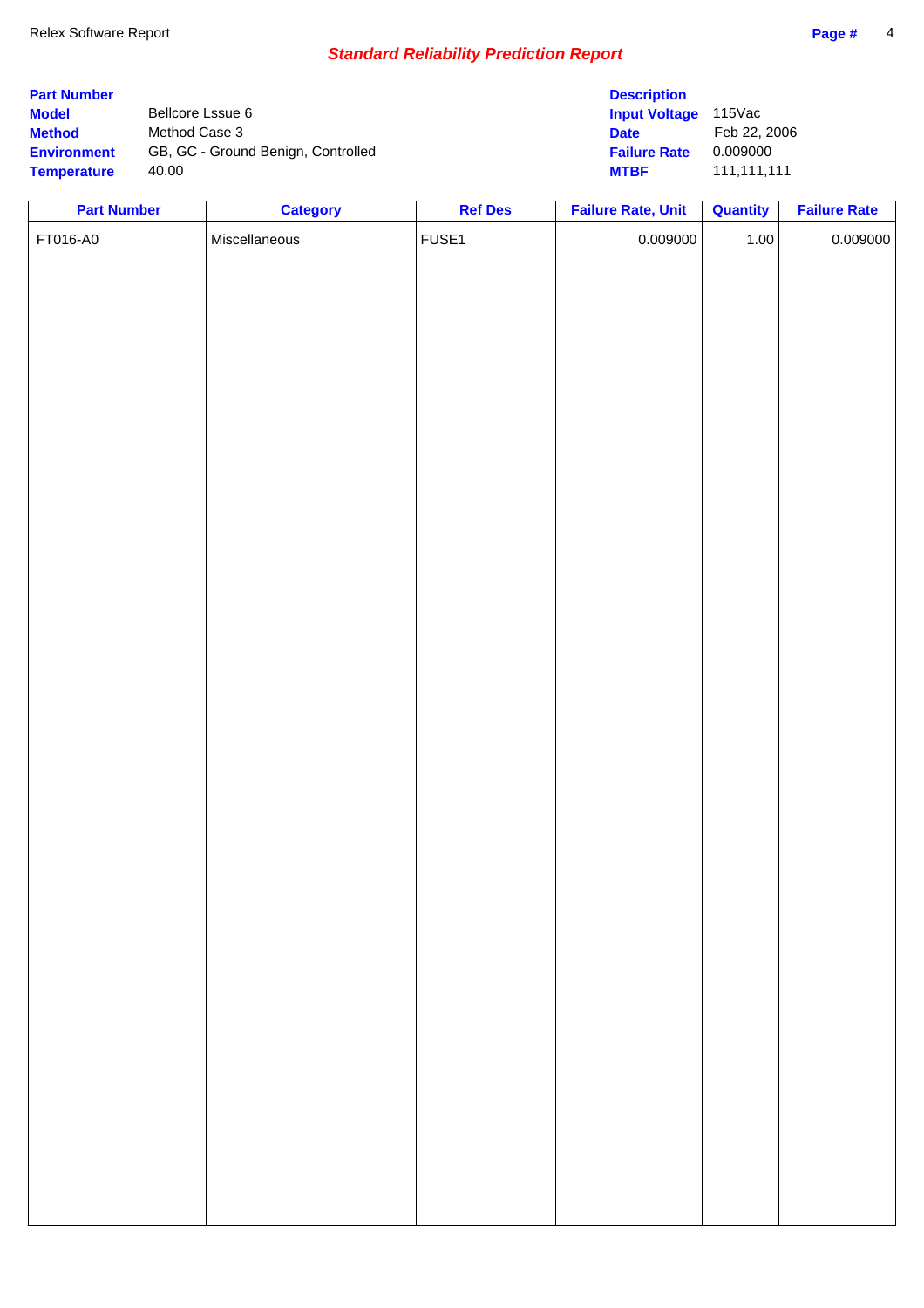## *Standard Reliability Prediction Report*

| | | | |
|---|---|---|---|
| **Part Number** | | **Description** | |
| **Model** | Bellcore Lssue 6 | **Input Voltage** | 115Vac |
| **Method** | Method Case 3 | **Date** | Feb 22, 2006 |
| **Environment** | GB, GC - Ground Benign, Controlled | **Failure Rate** | 0.009000 |
| **Temperature** | 40.00 | **MTBF** | 111,111,111 |

| Part Number | Category | Ref Des | Failure Rate, Unit | Quantity | Failure Rate |
|---|---|---|---|---|---|
| FT016-A0 | Miscellaneous | FUSE1 | 0.009000 | 1.00 | 0.009000 |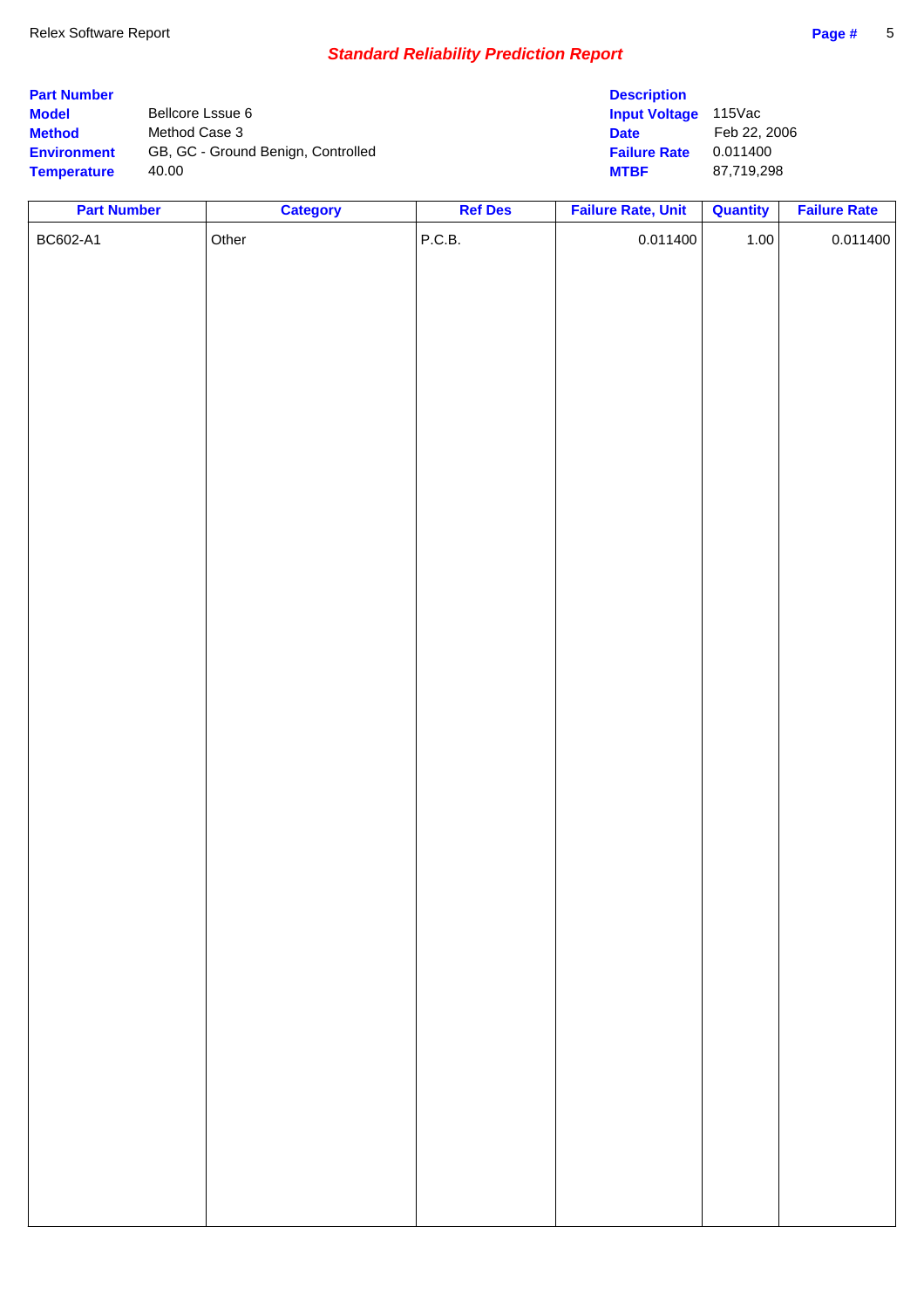Relex Software Report

## *Standard Reliability Prediction Report*

| | | | |
|---|---|---|---|
| **Part Number** | | **Description** | |
| **Model** | Bellcore Lssue 6 | **Input Voltage** | 115Vac |
| **Method** | Method Case 3 | **Date** | Feb 22, 2006 |
| **Environment** | GB, GC - Ground Benign, Controlled | **Failure Rate** | 0.011400 |
| **Temperature** | 40.00 | **MTBF** | 87,719,298 |

| Part Number | Category | Ref Des | Failure Rate, Unit | Quantity | Failure Rate |
|---|---|---|---|---|---|
| BC602-A1 | Other | P.C.B. | 0.011400 | 1.00 | 0.011400 |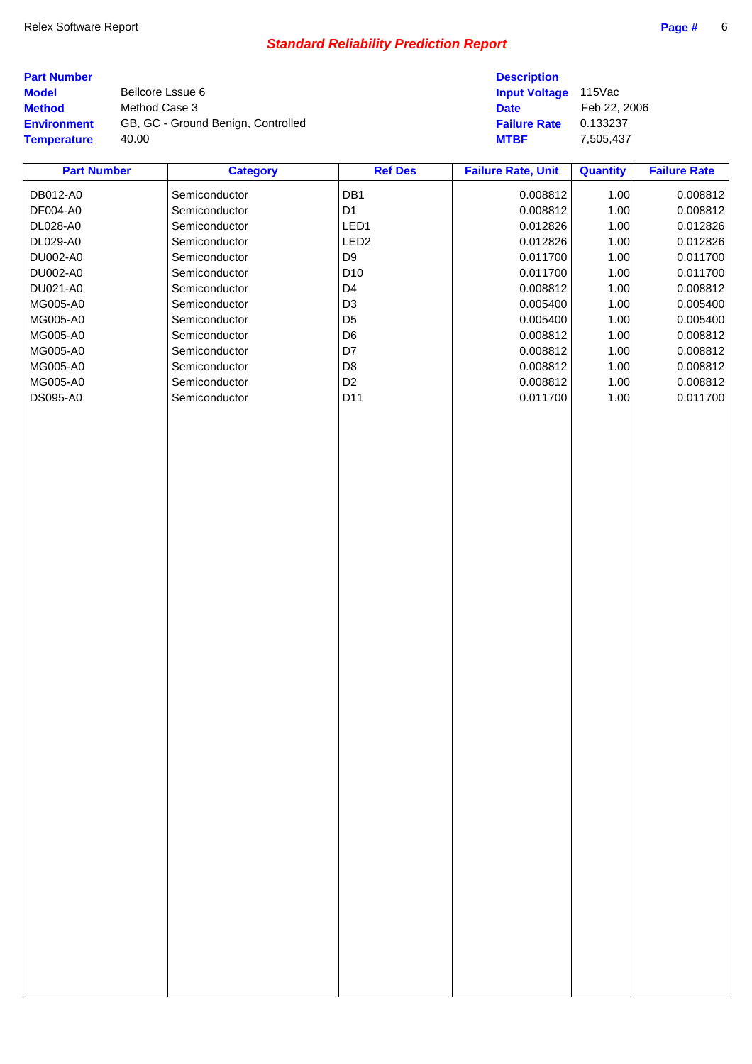## Standard Reliability Prediction Report

| | | | |
|---|---|---|---|
| **Part Number** | | **Description** | |
| **Model** | Bellcore Lssue 6 | **Input Voltage** | 115Vac |
| **Method** | Method Case 3 | **Date** | Feb 22, 2006 |
| **Environment** | GB, GC - Ground Benign, Controlled | **Failure Rate** | 0.133237 |
| **Temperature** | 40.00 | **MTBF** | 7,505,437 |

| Part Number | Category | Ref Des | Failure Rate, Unit | Quantity | Failure Rate |
|---|---|---|---|---|---|
| DB012-A0 | Semiconductor | DB1 | 0.008812 | 1.00 | 0.008812 |
| DF004-A0 | Semiconductor | D1 | 0.008812 | 1.00 | 0.008812 |
| DL028-A0 | Semiconductor | LED1 | 0.012826 | 1.00 | 0.012826 |
| DL029-A0 | Semiconductor | LED2 | 0.012826 | 1.00 | 0.012826 |
| DU002-A0 | Semiconductor | D9 | 0.011700 | 1.00 | 0.011700 |
| DU002-A0 | Semiconductor | D10 | 0.011700 | 1.00 | 0.011700 |
| DU021-A0 | Semiconductor | D4 | 0.008812 | 1.00 | 0.008812 |
| MG005-A0 | Semiconductor | D3 | 0.005400 | 1.00 | 0.005400 |
| MG005-A0 | Semiconductor | D5 | 0.005400 | 1.00 | 0.005400 |
| MG005-A0 | Semiconductor | D6 | 0.008812 | 1.00 | 0.008812 |
| MG005-A0 | Semiconductor | D7 | 0.008812 | 1.00 | 0.008812 |
| MG005-A0 | Semiconductor | D8 | 0.008812 | 1.00 | 0.008812 |
| MG005-A0 | Semiconductor | D2 | 0.008812 | 1.00 | 0.008812 |
| DS095-A0 | Semiconductor | D11 | 0.011700 | 1.00 | 0.011700 |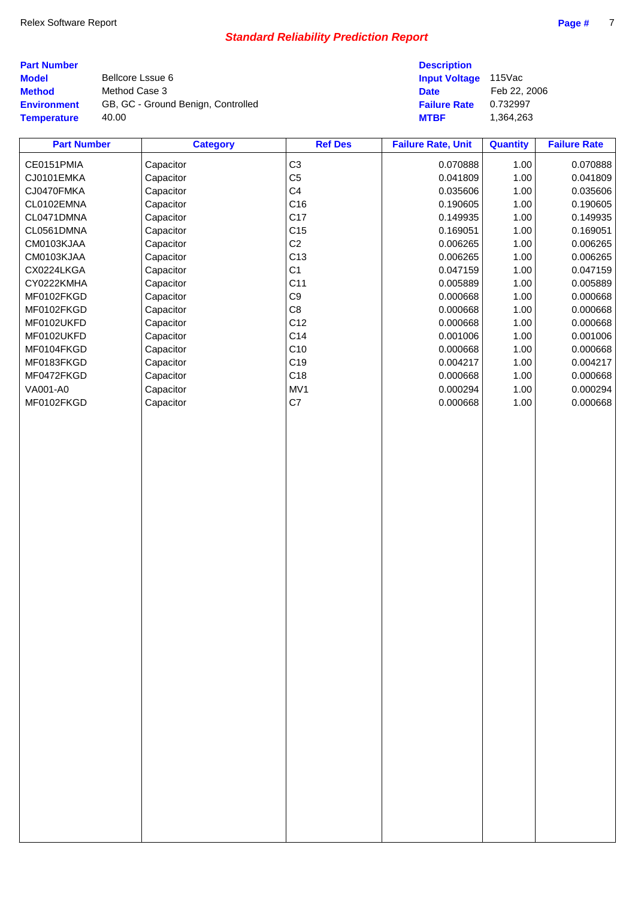Relex Software Report

## *Standard Reliability Prediction Report*

| | | | |
|---|---|---|---|
| **Part Number** | | **Description** | |
| **Model** | Bellcore Lssue 6 | **Input Voltage** | 115Vac |
| **Method** | Method Case 3 | **Date** | Feb 22, 2006 |
| **Environment** | GB, GC - Ground Benign, Controlled | **Failure Rate** | 0.732997 |
| **Temperature** | 40.00 | **MTBF** | 1,364,263 |

| Part Number | Category | Ref Des | Failure Rate, Unit | Quantity | Failure Rate |
|---|---|---|---|---|---|
| CE0151PMIA | Capacitor | C3 | 0.070888 | 1.00 | 0.070888 |
| CJ0101EMKA | Capacitor | C5 | 0.041809 | 1.00 | 0.041809 |
| CJ0470FMKA | Capacitor | C4 | 0.035606 | 1.00 | 0.035606 |
| CL0102EMNA | Capacitor | C16 | 0.190605 | 1.00 | 0.190605 |
| CL0471DMNA | Capacitor | C17 | 0.149935 | 1.00 | 0.149935 |
| CL0561DMNA | Capacitor | C15 | 0.169051 | 1.00 | 0.169051 |
| CM0103KJAA | Capacitor | C2 | 0.006265 | 1.00 | 0.006265 |
| CM0103KJAA | Capacitor | C13 | 0.006265 | 1.00 | 0.006265 |
| CX0224LKGA | Capacitor | C1 | 0.047159 | 1.00 | 0.047159 |
| CY0222KMHA | Capacitor | C11 | 0.005889 | 1.00 | 0.005889 |
| MF0102FKGD | Capacitor | C9 | 0.000668 | 1.00 | 0.000668 |
| MF0102FKGD | Capacitor | C8 | 0.000668 | 1.00 | 0.000668 |
| MF0102UKFD | Capacitor | C12 | 0.000668 | 1.00 | 0.000668 |
| MF0102UKFD | Capacitor | C14 | 0.001006 | 1.00 | 0.001006 |
| MF0104FKGD | Capacitor | C10 | 0.000668 | 1.00 | 0.000668 |
| MF0183FKGD | Capacitor | C19 | 0.004217 | 1.00 | 0.004217 |
| MF0472FKGD | Capacitor | C18 | 0.000668 | 1.00 | 0.000668 |
| VA001-A0 | Capacitor | MV1 | 0.000294 | 1.00 | 0.000294 |
| MF0102FKGD | Capacitor | C7 | 0.000668 | 1.00 | 0.000668 |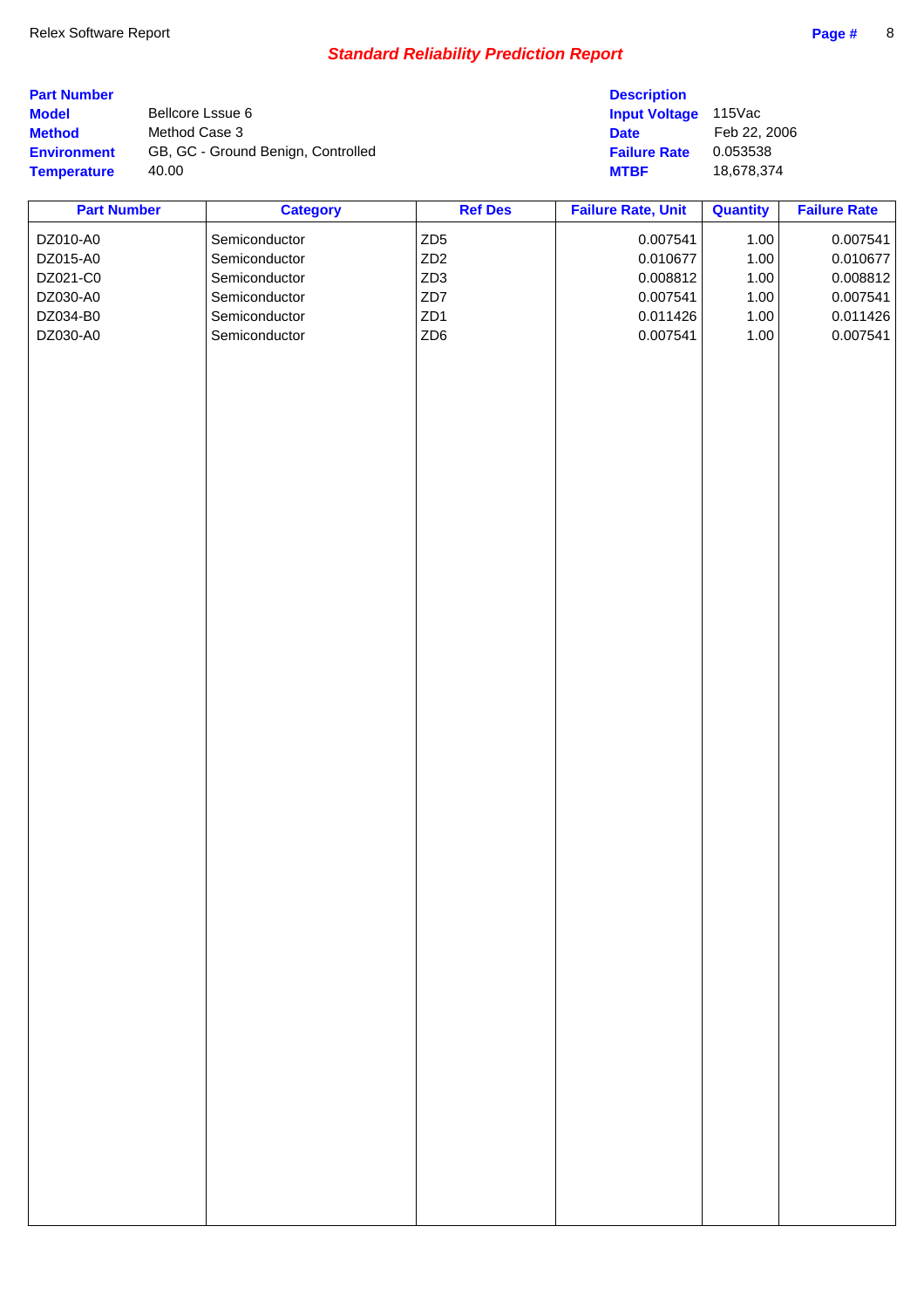Relex Software Report

## *Standard Reliability Prediction Report*

| | | | |
|---|---|---|---|
| **Part Number** | | **Description** | |
| **Model** | Bellcore Lssue 6 | **Input Voltage** | 115Vac |
| **Method** | Method Case 3 | **Date** | Feb 22, 2006 |
| **Environment** | GB, GC - Ground Benign, Controlled | **Failure Rate** | 0.053538 |
| **Temperature** | 40.00 | **MTBF** | 18,678,374 |

| Part Number | Category | Ref Des | Failure Rate, Unit | Quantity | Failure Rate |
|---|---|---|---|---|---|
| DZ010-A0 | Semiconductor | ZD5 | 0.007541 | 1.00 | 0.007541 |
| DZ015-A0 | Semiconductor | ZD2 | 0.010677 | 1.00 | 0.010677 |
| DZ021-C0 | Semiconductor | ZD3 | 0.008812 | 1.00 | 0.008812 |
| DZ030-A0 | Semiconductor | ZD7 | 0.007541 | 1.00 | 0.007541 |
| DZ034-B0 | Semiconductor | ZD1 | 0.011426 | 1.00 | 0.011426 |
| DZ030-A0 | Semiconductor | ZD6 | 0.007541 | 1.00 | 0.007541 |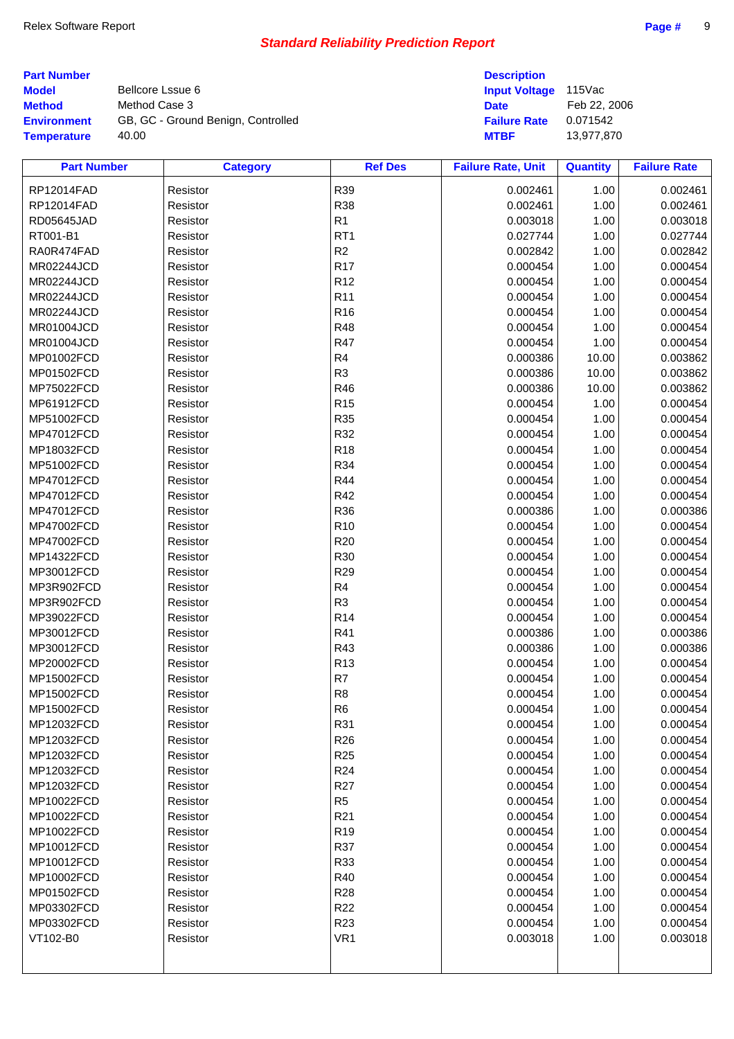Relex Software Report

## *Standard Reliability Prediction Report*

| | | | |
|---|---|---|---|
| **Part Number** | | **Description** | |
| **Model** | Bellcore Lssue 6 | **Input Voltage** | 115Vac |
| **Method** | Method Case 3 | **Date** | Feb 22, 2006 |
| **Environment** | GB, GC - Ground Benign, Controlled | **Failure Rate** | 0.071542 |
| **Temperature** | 40.00 | **MTBF** | 13,977,870 |

| Part Number | Category | Ref Des | Failure Rate, Unit | Quantity | Failure Rate |
|---|---|---|---|---|---|
| RP12014FAD | Resistor | R39 | 0.002461 | 1.00 | 0.002461 |
| RP12014FAD | Resistor | R38 | 0.002461 | 1.00 | 0.002461 |
| RD05645JAD | Resistor | R1 | 0.003018 | 1.00 | 0.003018 |
| RT001-B1 | Resistor | RT1 | 0.027744 | 1.00 | 0.027744 |
| RA0R474FAD | Resistor | R2 | 0.002842 | 1.00 | 0.002842 |
| MR02244JCD | Resistor | R17 | 0.000454 | 1.00 | 0.000454 |
| MR02244JCD | Resistor | R12 | 0.000454 | 1.00 | 0.000454 |
| MR02244JCD | Resistor | R11 | 0.000454 | 1.00 | 0.000454 |
| MR02244JCD | Resistor | R16 | 0.000454 | 1.00 | 0.000454 |
| MR01004JCD | Resistor | R48 | 0.000454 | 1.00 | 0.000454 |
| MR01004JCD | Resistor | R47 | 0.000454 | 1.00 | 0.000454 |
| MP01002FCD | Resistor | R4 | 0.000386 | 10.00 | 0.003862 |
| MP01502FCD | Resistor | R3 | 0.000386 | 10.00 | 0.003862 |
| MP75022FCD | Resistor | R46 | 0.000386 | 10.00 | 0.003862 |
| MP61912FCD | Resistor | R15 | 0.000454 | 1.00 | 0.000454 |
| MP51002FCD | Resistor | R35 | 0.000454 | 1.00 | 0.000454 |
| MP47012FCD | Resistor | R32 | 0.000454 | 1.00 | 0.000454 |
| MP18032FCD | Resistor | R18 | 0.000454 | 1.00 | 0.000454 |
| MP51002FCD | Resistor | R34 | 0.000454 | 1.00 | 0.000454 |
| MP47012FCD | Resistor | R44 | 0.000454 | 1.00 | 0.000454 |
| MP47012FCD | Resistor | R42 | 0.000454 | 1.00 | 0.000454 |
| MP47012FCD | Resistor | R36 | 0.000386 | 1.00 | 0.000386 |
| MP47002FCD | Resistor | R10 | 0.000454 | 1.00 | 0.000454 |
| MP47002FCD | Resistor | R20 | 0.000454 | 1.00 | 0.000454 |
| MP14322FCD | Resistor | R30 | 0.000454 | 1.00 | 0.000454 |
| MP30012FCD | Resistor | R29 | 0.000454 | 1.00 | 0.000454 |
| MP3R902FCD | Resistor | R4 | 0.000454 | 1.00 | 0.000454 |
| MP3R902FCD | Resistor | R3 | 0.000454 | 1.00 | 0.000454 |
| MP39022FCD | Resistor | R14 | 0.000454 | 1.00 | 0.000454 |
| MP30012FCD | Resistor | R41 | 0.000386 | 1.00 | 0.000386 |
| MP30012FCD | Resistor | R43 | 0.000386 | 1.00 | 0.000386 |
| MP20002FCD | Resistor | R13 | 0.000454 | 1.00 | 0.000454 |
| MP15002FCD | Resistor | R7 | 0.000454 | 1.00 | 0.000454 |
| MP15002FCD | Resistor | R8 | 0.000454 | 1.00 | 0.000454 |
| MP15002FCD | Resistor | R6 | 0.000454 | 1.00 | 0.000454 |
| MP12032FCD | Resistor | R31 | 0.000454 | 1.00 | 0.000454 |
| MP12032FCD | Resistor | R26 | 0.000454 | 1.00 | 0.000454 |
| MP12032FCD | Resistor | R25 | 0.000454 | 1.00 | 0.000454 |
| MP12032FCD | Resistor | R24 | 0.000454 | 1.00 | 0.000454 |
| MP12032FCD | Resistor | R27 | 0.000454 | 1.00 | 0.000454 |
| MP10022FCD | Resistor | R5 | 0.000454 | 1.00 | 0.000454 |
| MP10022FCD | Resistor | R21 | 0.000454 | 1.00 | 0.000454 |
| MP10022FCD | Resistor | R19 | 0.000454 | 1.00 | 0.000454 |
| MP10012FCD | Resistor | R37 | 0.000454 | 1.00 | 0.000454 |
| MP10012FCD | Resistor | R33 | 0.000454 | 1.00 | 0.000454 |
| MP10002FCD | Resistor | R40 | 0.000454 | 1.00 | 0.000454 |
| MP01502FCD | Resistor | R28 | 0.000454 | 1.00 | 0.000454 |
| MP03302FCD | Resistor | R22 | 0.000454 | 1.00 | 0.000454 |
| MP03302FCD | Resistor | R23 | 0.000454 | 1.00 | 0.000454 |
| VT102-B0 | Resistor | VR1 | 0.003018 | 1.00 | 0.003018 |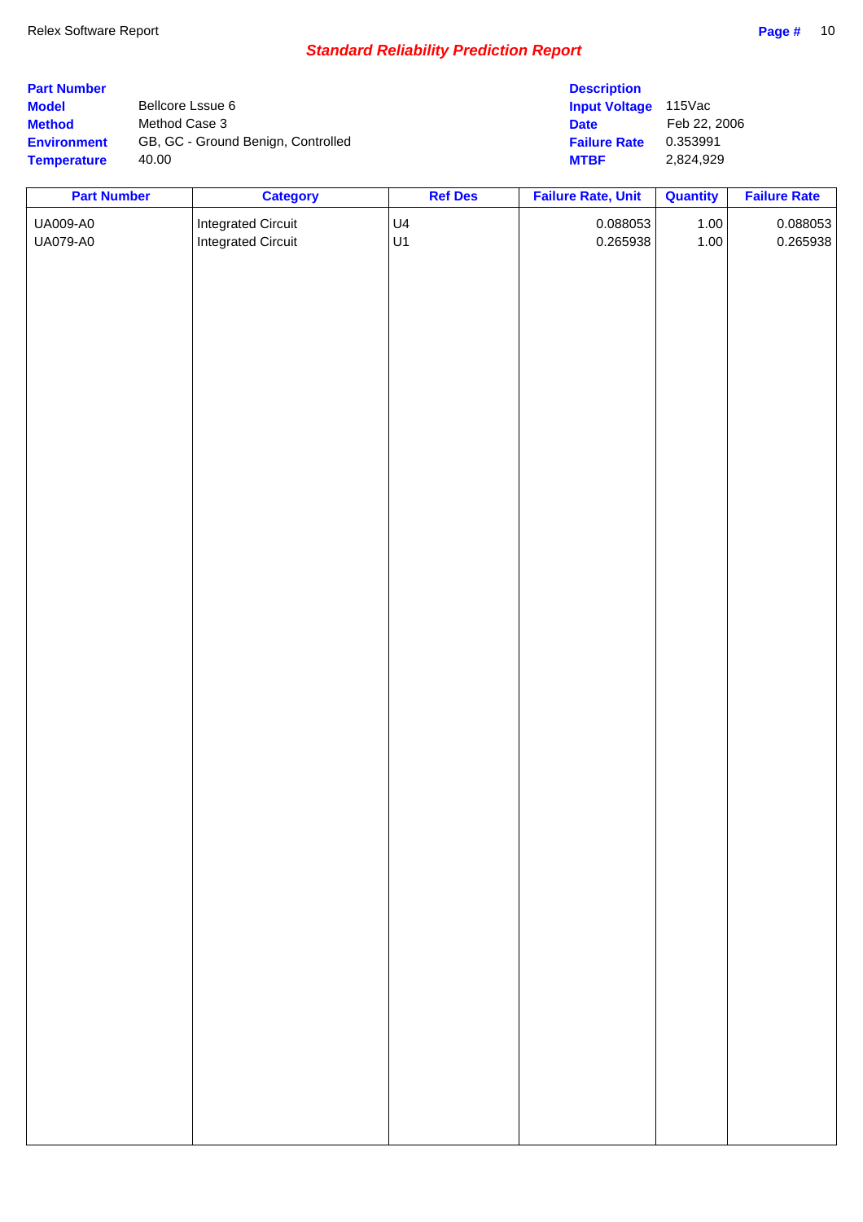"Relex Software Report" header and "Page # 10" omitted as running header.

## *Standard Reliability Prediction Report*

| | | | |
|---|---|---|---|
| **Part Number** | | **Description** | |
| **Model** | Bellcore Lssue 6 | **Input Voltage** | 115Vac |
| **Method** | Method Case 3 | **Date** | Feb 22, 2006 |
| **Environment** | GB, GC - Ground Benign, Controlled | **Failure Rate** | 0.353991 |
| **Temperature** | 40.00 | **MTBF** | 2,824,929 |

| Part Number | Category | Ref Des | Failure Rate, Unit | Quantity | Failure Rate |
|---|---|---|---|---|---|
| UA009-A0 | Integrated Circuit | U4 | 0.088053 | 1.00 | 0.088053 |
| UA079-A0 | Integrated Circuit | U1 | 0.265938 | 1.00 | 0.265938 |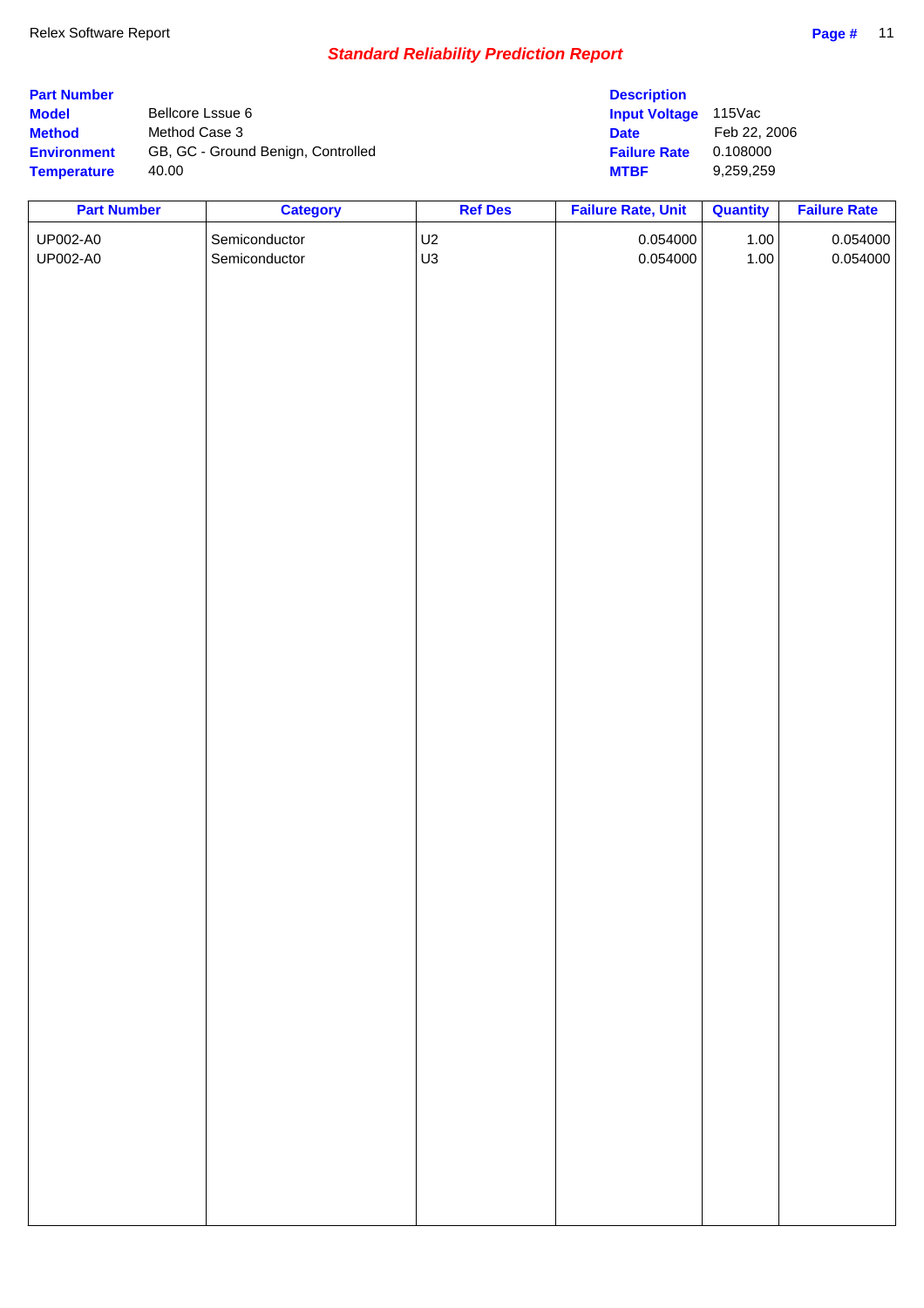Relex Software Report

## *Standard Reliability Prediction Report*

| | | | |
|---|---|---|---|
| **Part Number** | | **Description** | |
| **Model** | Bellcore Lssue 6 | **Input Voltage** | 115Vac |
| **Method** | Method Case 3 | **Date** | Feb 22, 2006 |
| **Environment** | GB, GC - Ground Benign, Controlled | **Failure Rate** | 0.108000 |
| **Temperature** | 40.00 | **MTBF** | 9,259,259 |

| Part Number | Category | Ref Des | Failure Rate, Unit | Quantity | Failure Rate |
|---|---|---|---|---|---|
| UP002-A0 | Semiconductor | U2 | 0.054000 | 1.00 | 0.054000 |
| UP002-A0 | Semiconductor | U3 | 0.054000 | 1.00 | 0.054000 |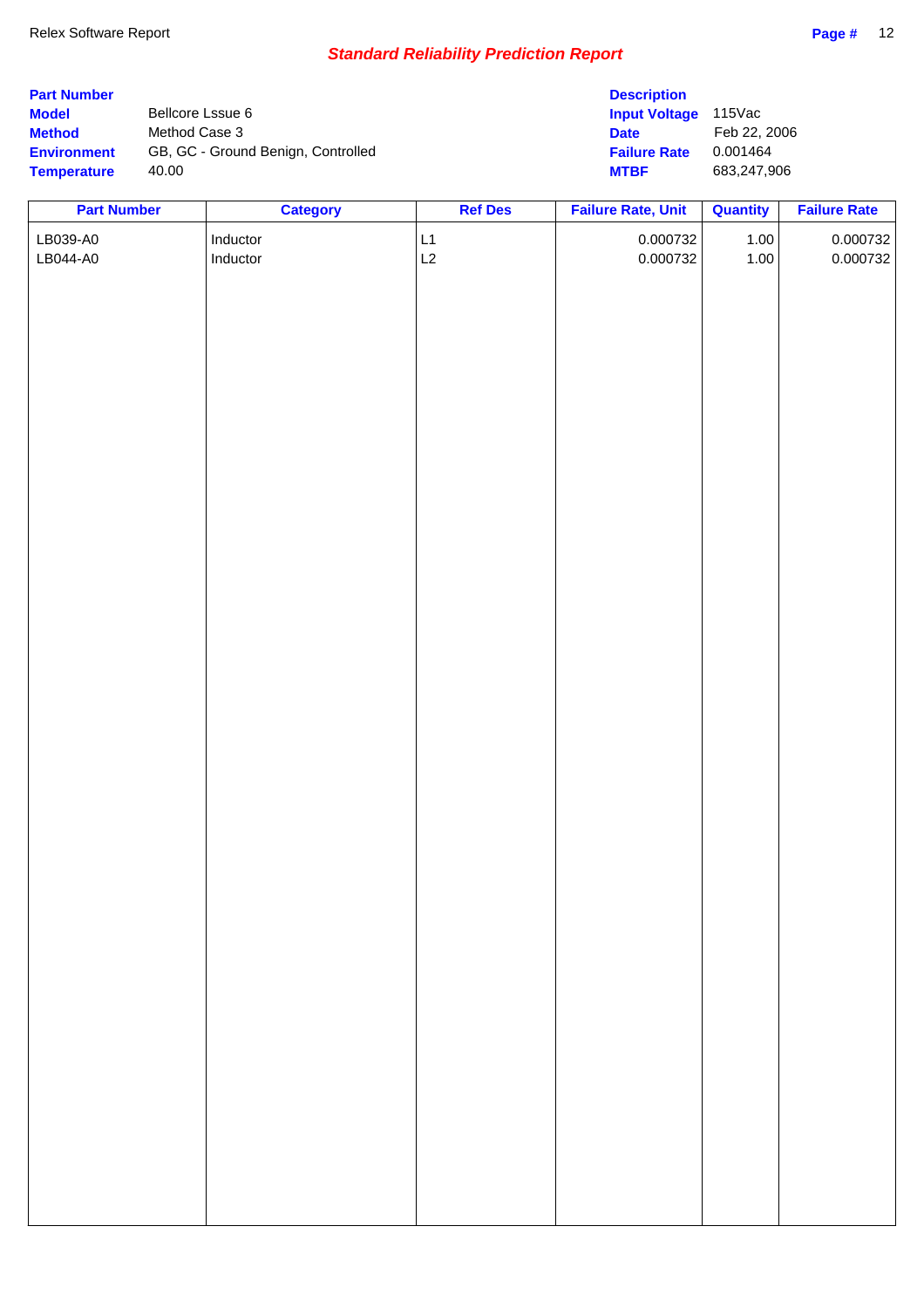Relex Software Report

## *Standard Reliability Prediction Report*

| | | | |
|---|---|---|---|
| **Part Number** | | **Description** | |
| **Model** | Bellcore Lssue 6 | **Input Voltage** | 115Vac |
| **Method** | Method Case 3 | **Date** | Feb 22, 2006 |
| **Environment** | GB, GC - Ground Benign, Controlled | **Failure Rate** | 0.001464 |
| **Temperature** | 40.00 | **MTBF** | 683,247,906 |

| Part Number | Category | Ref Des | Failure Rate, Unit | Quantity | Failure Rate |
|---|---|---|---|---|---|
| LB039-A0 | Inductor | L1 | 0.000732 | 1.00 | 0.000732 |
| LB044-A0 | Inductor | L2 | 0.000732 | 1.00 | 0.000732 |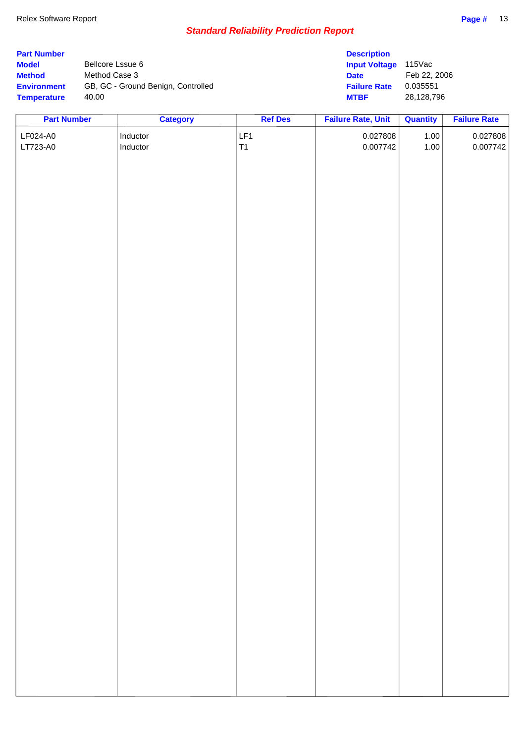Relex Software Report

## *Standard Reliability Prediction Report*

| | | | |
|---|---|---|---|
| **Part Number** | | **Description** | |
| **Model** | Bellcore Lssue 6 | **Input Voltage** | 115Vac |
| **Method** | Method Case 3 | **Date** | Feb 22, 2006 |
| **Environment** | GB, GC - Ground Benign, Controlled | **Failure Rate** | 0.035551 |
| **Temperature** | 40.00 | **MTBF** | 28,128,796 |

| Part Number | Category | Ref Des | Failure Rate, Unit | Quantity | Failure Rate |
|---|---|---|---|---|---|
| LF024-A0 | Inductor | LF1 | 0.027808 | 1.00 | 0.027808 |
| LT723-A0 | Inductor | T1 | 0.007742 | 1.00 | 0.007742 |